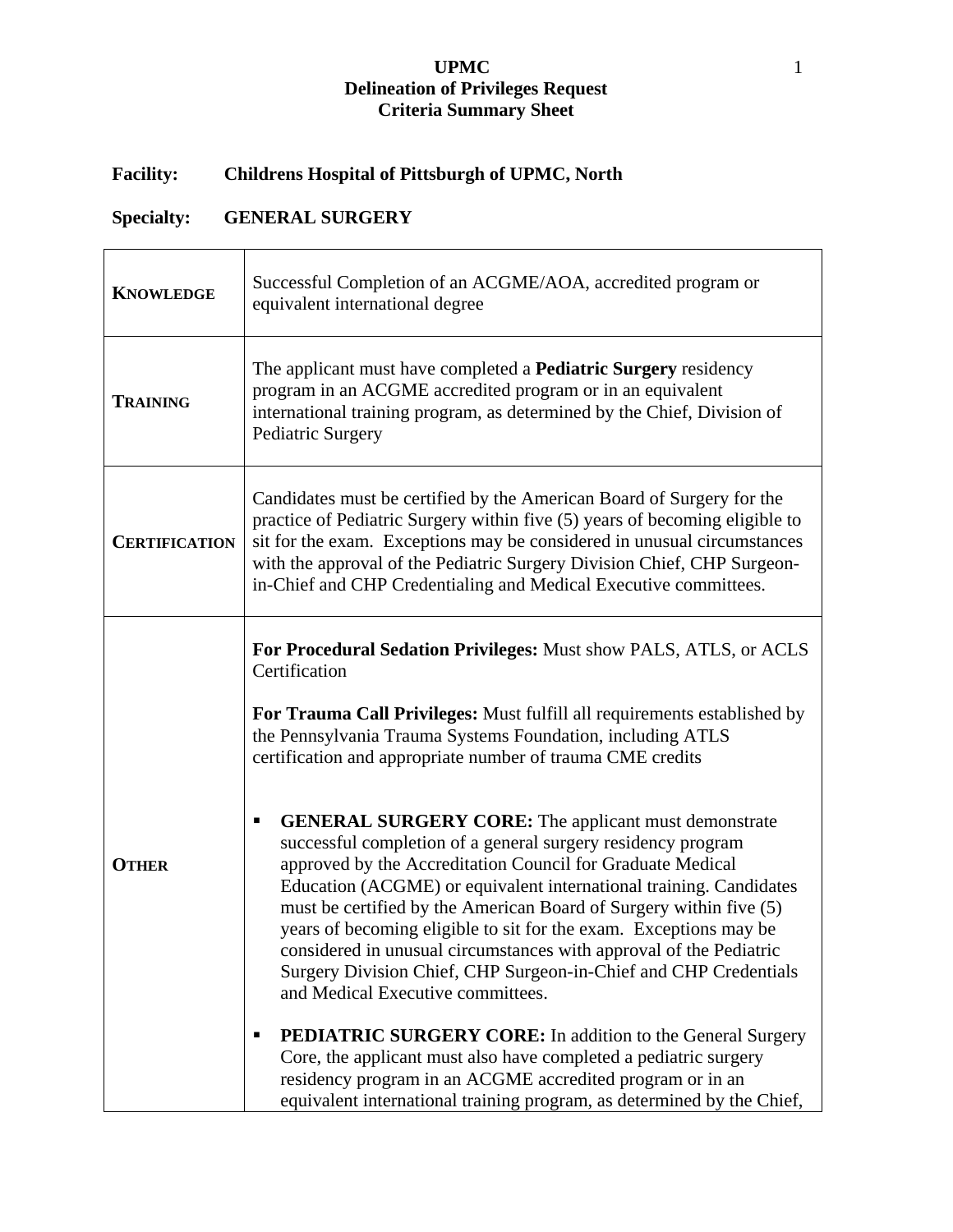**UPMC**
**Delineation of Privileges Request**
**Criteria Summary Sheet**

**Facility:** **Childrens Hospital of Pittsburgh of UPMC, North**

**Specialty:** **GENERAL SURGERY**

| | |
|---|---|
| **KNOWLEDGE** | Successful Completion of an ACGME/AOA, accredited program or equivalent international degree |
| **TRAINING** | The applicant must have completed a **Pediatric Surgery** residency program in an ACGME accredited program or in an equivalent international training program, as determined by the Chief, Division of Pediatric Surgery |
| **CERTIFICATION** | Candidates must be certified by the American Board of Surgery for the practice of Pediatric Surgery within five (5) years of becoming eligible to sit for the exam. Exceptions may be considered in unusual circumstances with the approval of the Pediatric Surgery Division Chief, CHP Surgeon-in-Chief and CHP Credentialing and Medical Executive committees. |
| **OTHER** | **For Procedural Sedation Privileges:** Must show PALS, ATLS, or ACLS Certification<br><br>**For Trauma Call Privileges:** Must fulfill all requirements established by the Pennsylvania Trauma Systems Foundation, including ATLS certification and appropriate number of trauma CME credits<br><br>▪ **GENERAL SURGERY CORE:** The applicant must demonstrate successful completion of a general surgery residency program approved by the Accreditation Council for Graduate Medical Education (ACGME) or equivalent international training. Candidates must be certified by the American Board of Surgery within five (5) years of becoming eligible to sit for the exam. Exceptions may be considered in unusual circumstances with approval of the Pediatric Surgery Division Chief, CHP Surgeon-in-Chief and CHP Credentials and Medical Executive committees.<br><br>▪ **PEDIATRIC SURGERY CORE:** In addition to the General Surgery Core, the applicant must also have completed a pediatric surgery residency program in an ACGME accredited program or in an equivalent international training program, as determined by the Chief, |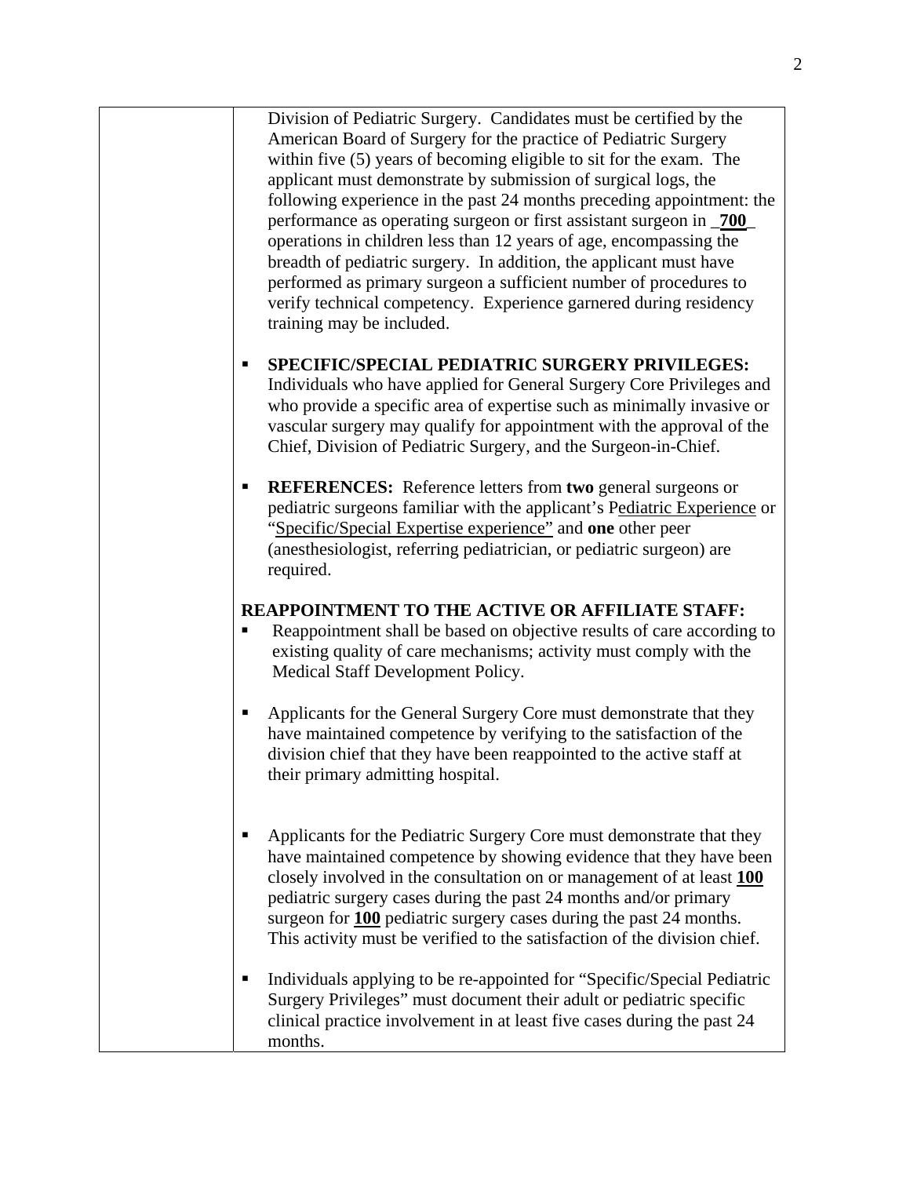Division of Pediatric Surgery. Candidates must be certified by the American Board of Surgery for the practice of Pediatric Surgery within five (5) years of becoming eligible to sit for the exam. The applicant must demonstrate by submission of surgical logs, the following experience in the past 24 months preceding appointment: the performance as operating surgeon or first assistant surgeon in _**700**_ operations in children less than 12 years of age, encompassing the breadth of pediatric surgery. In addition, the applicant must have performed as primary surgeon a sufficient number of procedures to verify technical competency. Experience garnered during residency training may be included.

- **SPECIFIC/SPECIAL PEDIATRIC SURGERY PRIVILEGES:** Individuals who have applied for General Surgery Core Privileges and who provide a specific area of expertise such as minimally invasive or vascular surgery may qualify for appointment with the approval of the Chief, Division of Pediatric Surgery, and the Surgeon-in-Chief.

- **REFERENCES:** Reference letters from **two** general surgeons or pediatric surgeons familiar with the applicant's Pediatric Experience or "Specific/Special Expertise experience" and **one** other peer (anesthesiologist, referring pediatrician, or pediatric surgeon) are required.

**REAPPOINTMENT TO THE ACTIVE OR AFFILIATE STAFF:**

- Reappointment shall be based on objective results of care according to existing quality of care mechanisms; activity must comply with the Medical Staff Development Policy.

- Applicants for the General Surgery Core must demonstrate that they have maintained competence by verifying to the satisfaction of the division chief that they have been reappointed to the active staff at their primary admitting hospital.

- Applicants for the Pediatric Surgery Core must demonstrate that they have maintained competence by showing evidence that they have been closely involved in the consultation on or management of at least **100** pediatric surgery cases during the past 24 months and/or primary surgeon for **100** pediatric surgery cases during the past 24 months. This activity must be verified to the satisfaction of the division chief.

- Individuals applying to be re-appointed for "Specific/Special Pediatric Surgery Privileges" must document their adult or pediatric specific clinical practice involvement in at least five cases during the past 24 months.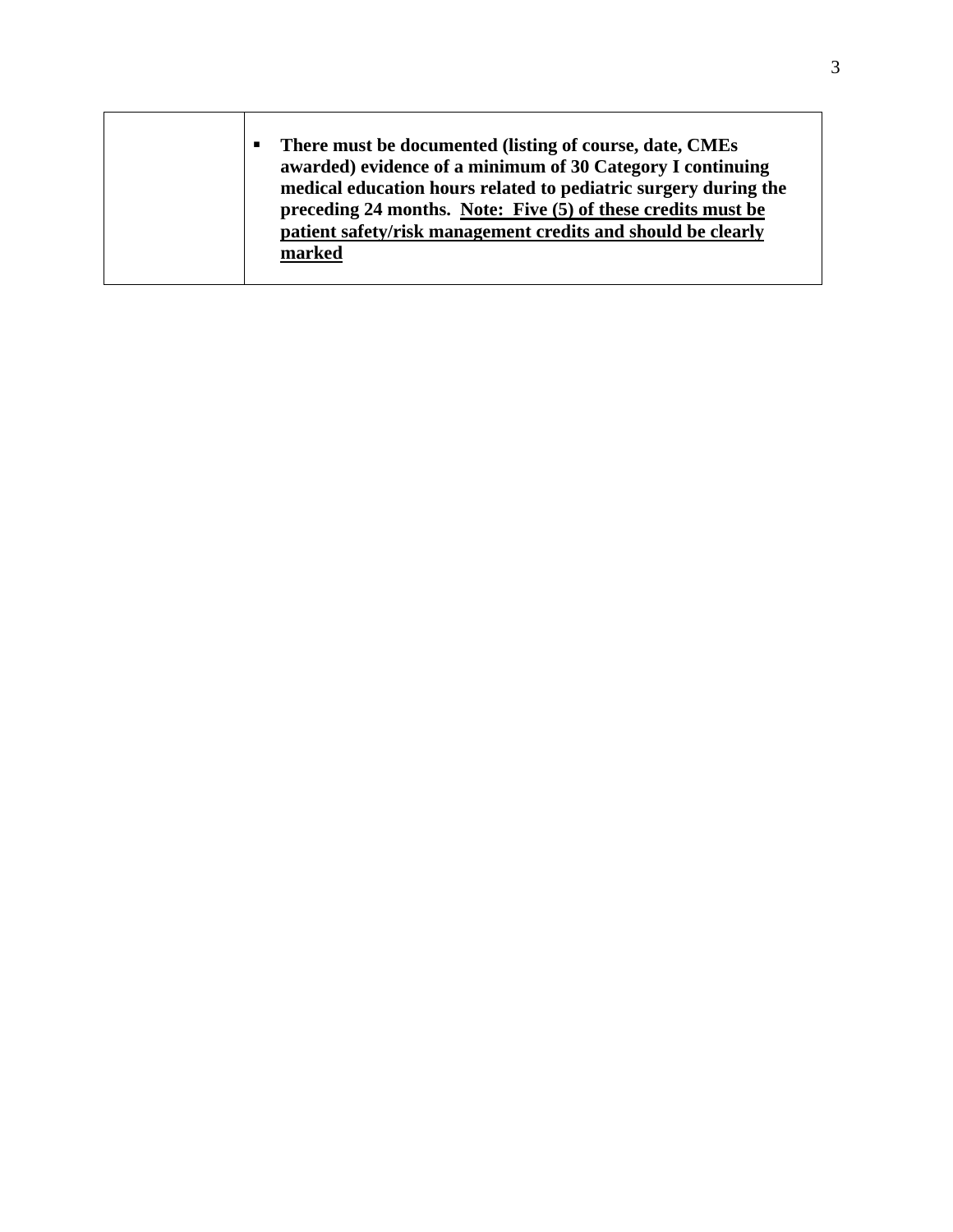| | |
|---|---|
| | ▪ **There must be documented (listing of course, date, CMEs awarded) evidence of a minimum of 30 Category I continuing medical education hours related to pediatric surgery during the preceding 24 months. <u>Note: Five (5) of these credits must be patient safety/risk management credits and should be clearly marked</u>** |